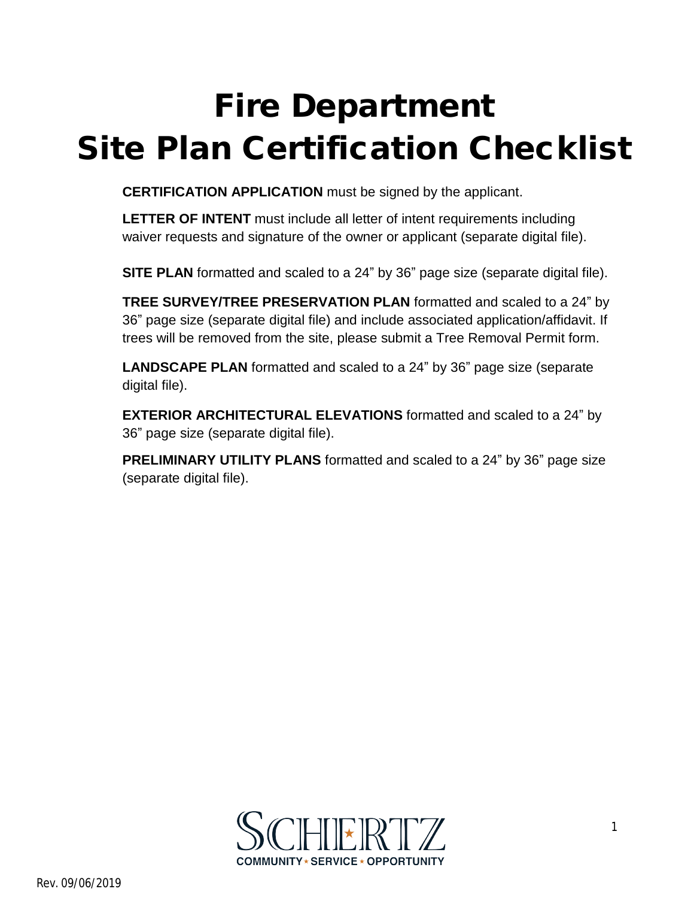# Fire Department Site Plan Certification Checklist

**CERTIFICATION APPLICATION** must be signed by the applicant.

**LETTER OF INTENT** must include all letter of intent requirements including waiver requests and signature of the owner or applicant (separate digital file).

**SITE PLAN** formatted and scaled to a 24" by 36" page size (separate digital file).

**TREE SURVEY/TREE PRESERVATION PLAN** formatted and scaled to a 24" by 36" page size (separate digital file) and include associated application/affidavit. If trees will be removed from the site, please submit a Tree Removal Permit form.

**LANDSCAPE PLAN** formatted and scaled to a 24" by 36" page size (separate digital file).

**EXTERIOR ARCHITECTURAL ELEVATIONS** formatted and scaled to a 24" by 36" page size (separate digital file).

**PRELIMINARY UTILITY PLANS** formatted and scaled to a 24" by 36" page size (separate digital file).

SCHERTZ
COMMUNITY ★ SERVICE ★ OPPORTUNITY

Rev. 09/06/2019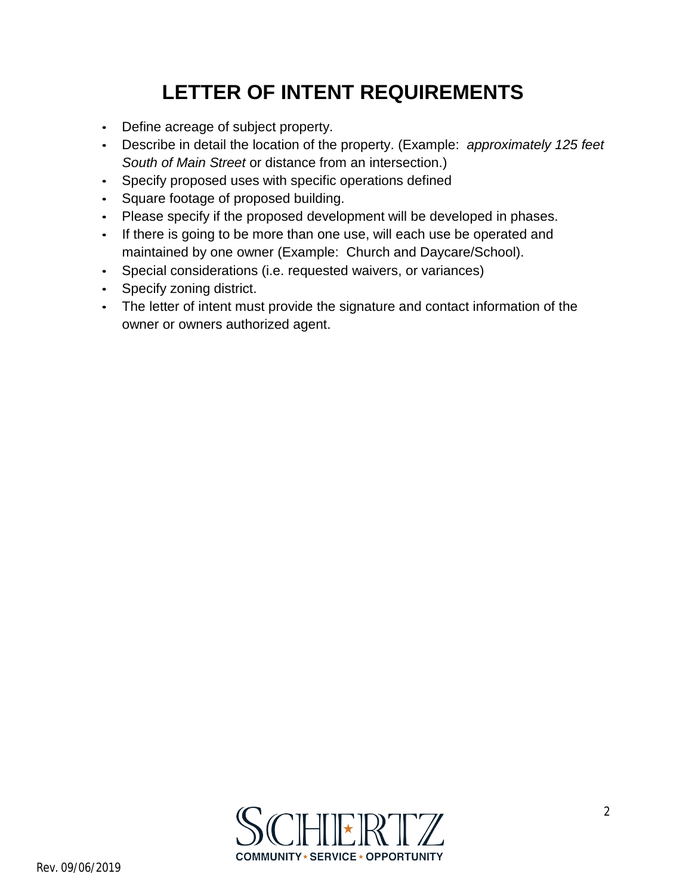# LETTER OF INTENT REQUIREMENTS

- Define acreage of subject property.
- Describe in detail the location of the property. (Example: *approximately 125 feet South of Main Street* or distance from an intersection.)
- Specify proposed uses with specific operations defined
- Square footage of proposed building.
- Please specify if the proposed development will be developed in phases.
- If there is going to be more than one use, will each use be operated and maintained by one owner (Example: Church and Daycare/School).
- Special considerations (i.e. requested waivers, or variances)
- Specify zoning district.
- The letter of intent must provide the signature and contact information of the owner or owners authorized agent.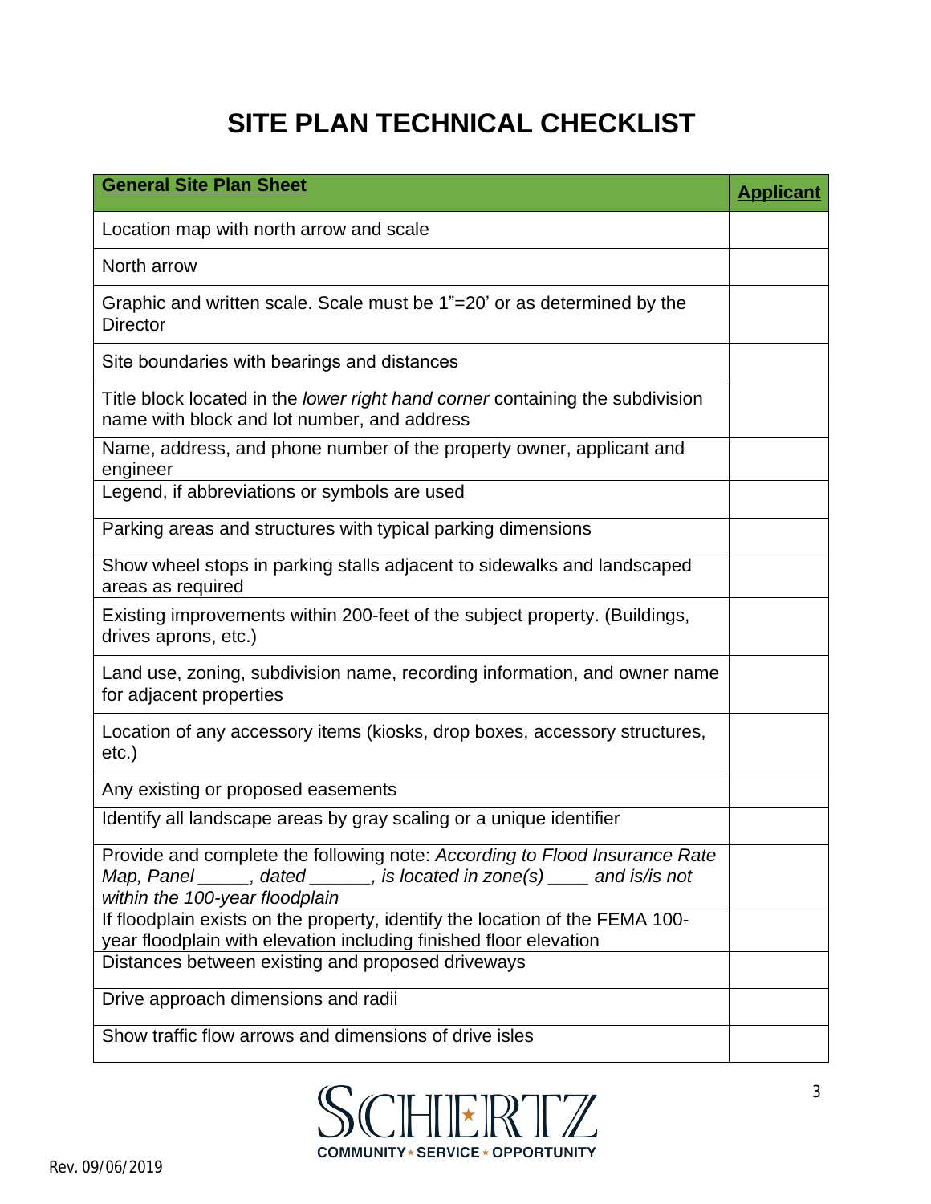# SITE PLAN TECHNICAL CHECKLIST

| **General Site Plan Sheet** | **Applicant** |
|---|---|
| Location map with north arrow and scale | |
| North arrow | |
| Graphic and written scale. Scale must be 1"=20' or as determined by the Director | |
| Site boundaries with bearings and distances | |
| Title block located in the *lower right hand corner* containing the subdivision name with block and lot number, and address | |
| Name, address, and phone number of the property owner, applicant and engineer | |
| Legend, if abbreviations or symbols are used | |
| Parking areas and structures with typical parking dimensions | |
| Show wheel stops in parking stalls adjacent to sidewalks and landscaped areas as required | |
| Existing improvements within 200-feet of the subject property. (Buildings, drives aprons, etc.) | |
| Land use, zoning, subdivision name, recording information, and owner name for adjacent properties | |
| Location of any accessory items (kiosks, drop boxes, accessory structures, etc.) | |
| Any existing or proposed easements | |
| Identify all landscape areas by gray scaling or a unique identifier | |
| Provide and complete the following note: *According to Flood Insurance Rate Map, Panel _____, dated ______, is located in zone(s) ____ and is/is not within the 100-year floodplain* | |
| If floodplain exists on the property, identify the location of the FEMA 100-year floodplain with elevation including finished floor elevation | |
| Distances between existing and proposed driveways | |
| Drive approach dimensions and radii | |
| Show traffic flow arrows and dimensions of drive isles | |

Rev. 09/06/2019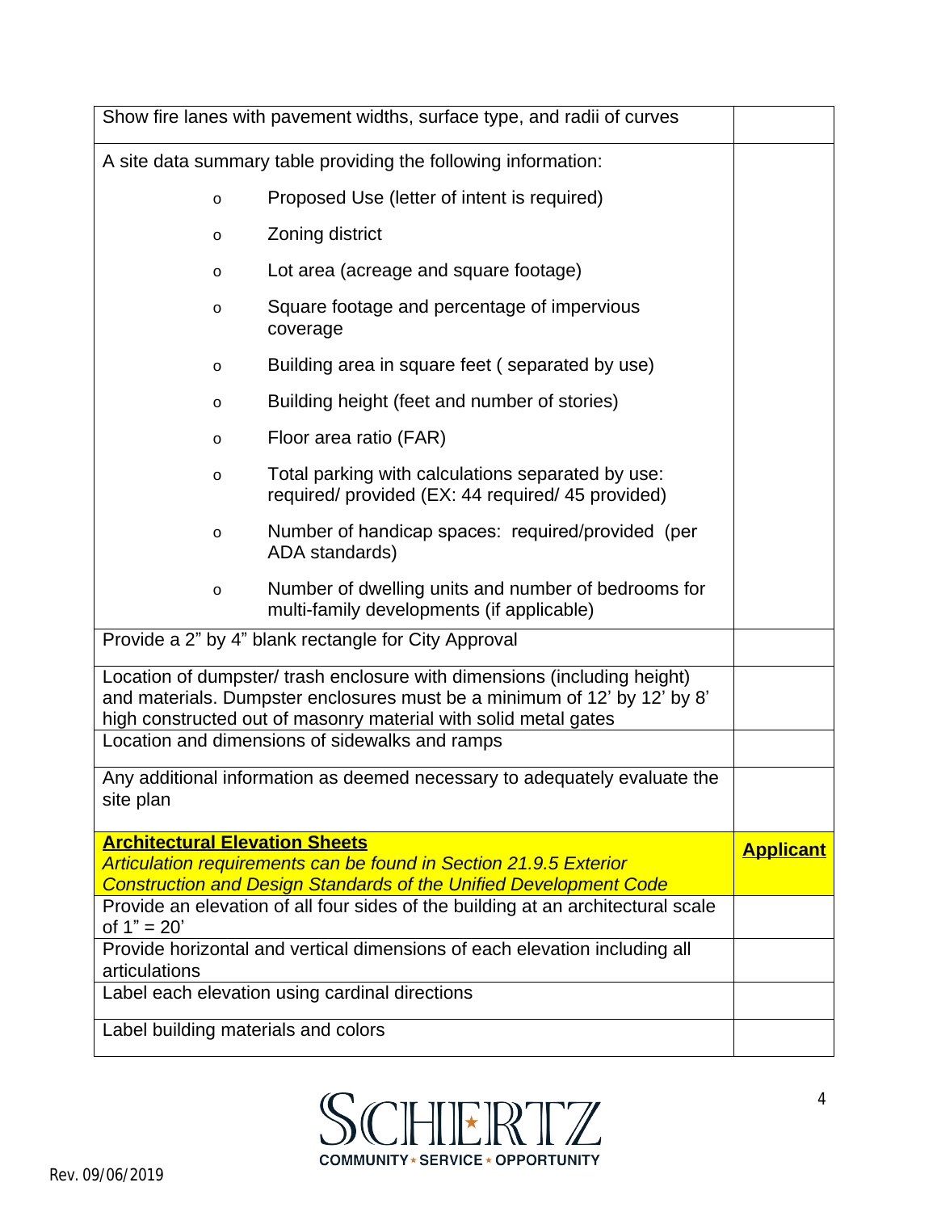| | |
|---|---|
| Show fire lanes with pavement widths, surface type, and radii of curves | |
| A site data summary table providing the following information:<br>o Proposed Use (letter of intent is required)<br>o Zoning district<br>o Lot area (acreage and square footage)<br>o Square footage and percentage of impervious coverage<br>o Building area in square feet ( separated by use)<br>o Building height (feet and number of stories)<br>o Floor area ratio (FAR)<br>o Total parking with calculations separated by use: required/ provided (EX: 44 required/ 45 provided)<br>o Number of handicap spaces: required/provided (per ADA standards)<br>o Number of dwelling units and number of bedrooms for multi-family developments (if applicable) | |
| Provide a 2" by 4" blank rectangle for City Approval | |
| Location of dumpster/ trash enclosure with dimensions (including height) and materials. Dumpster enclosures must be a minimum of 12' by 12' by 8' high constructed out of masonry material with solid metal gates | |
| Location and dimensions of sidewalks and ramps | |
| Any additional information as deemed necessary to adequately evaluate the site plan | |
| **Architectural Elevation Sheets**<br>*Articulation requirements can be found in Section 21.9.5 Exterior Construction and Design Standards of the Unified Development Code* | **Applicant** |
| Provide an elevation of all four sides of the building at an architectural scale of 1" = 20' | |
| Provide horizontal and vertical dimensions of each elevation including all articulations | |
| Label each elevation using cardinal directions | |
| Label building materials and colors | |

SCHERTZ
COMMUNITY ★ SERVICE ★ OPPORTUNITY

Rev. 09/06/2019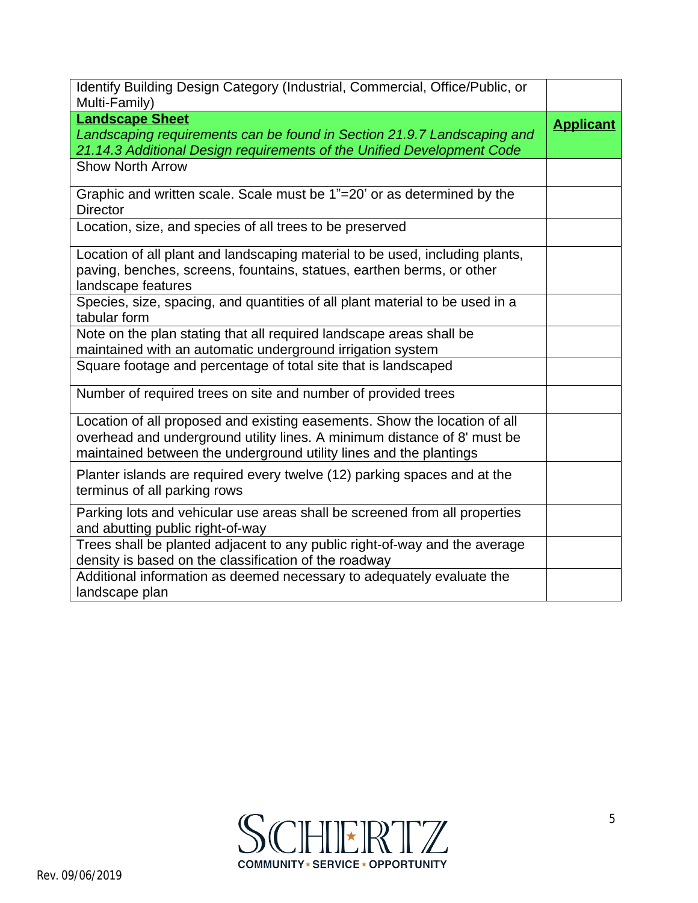| Identify Building Design Category (Industrial, Commercial, Office/Public, or Multi-Family) | |
|---|---|
| **Landscape Sheet**<br>*Landscaping requirements can be found in Section 21.9.7 Landscaping and 21.14.3 Additional Design requirements of the Unified Development Code* | **Applicant** |
| Show North Arrow | |
| Graphic and written scale. Scale must be 1"=20' or as determined by the Director | |
| Location, size, and species of all trees to be preserved | |
| Location of all plant and landscaping material to be used, including plants, paving, benches, screens, fountains, statues, earthen berms, or other landscape features | |
| Species, size, spacing, and quantities of all plant material to be used in a tabular form | |
| Note on the plan stating that all required landscape areas shall be maintained with an automatic underground irrigation system | |
| Square footage and percentage of total site that is landscaped | |
| Number of required trees on site and number of provided trees | |
| Location of all proposed and existing easements. Show the location of all overhead and underground utility lines. A minimum distance of 8' must be maintained between the underground utility lines and the plantings | |
| Planter islands are required every twelve (12) parking spaces and at the terminus of all parking rows | |
| Parking lots and vehicular use areas shall be screened from all properties and abutting public right-of-way | |
| Trees shall be planted adjacent to any public right-of-way and the average density is based on the classification of the roadway | |
| Additional information as deemed necessary to adequately evaluate the landscape plan | |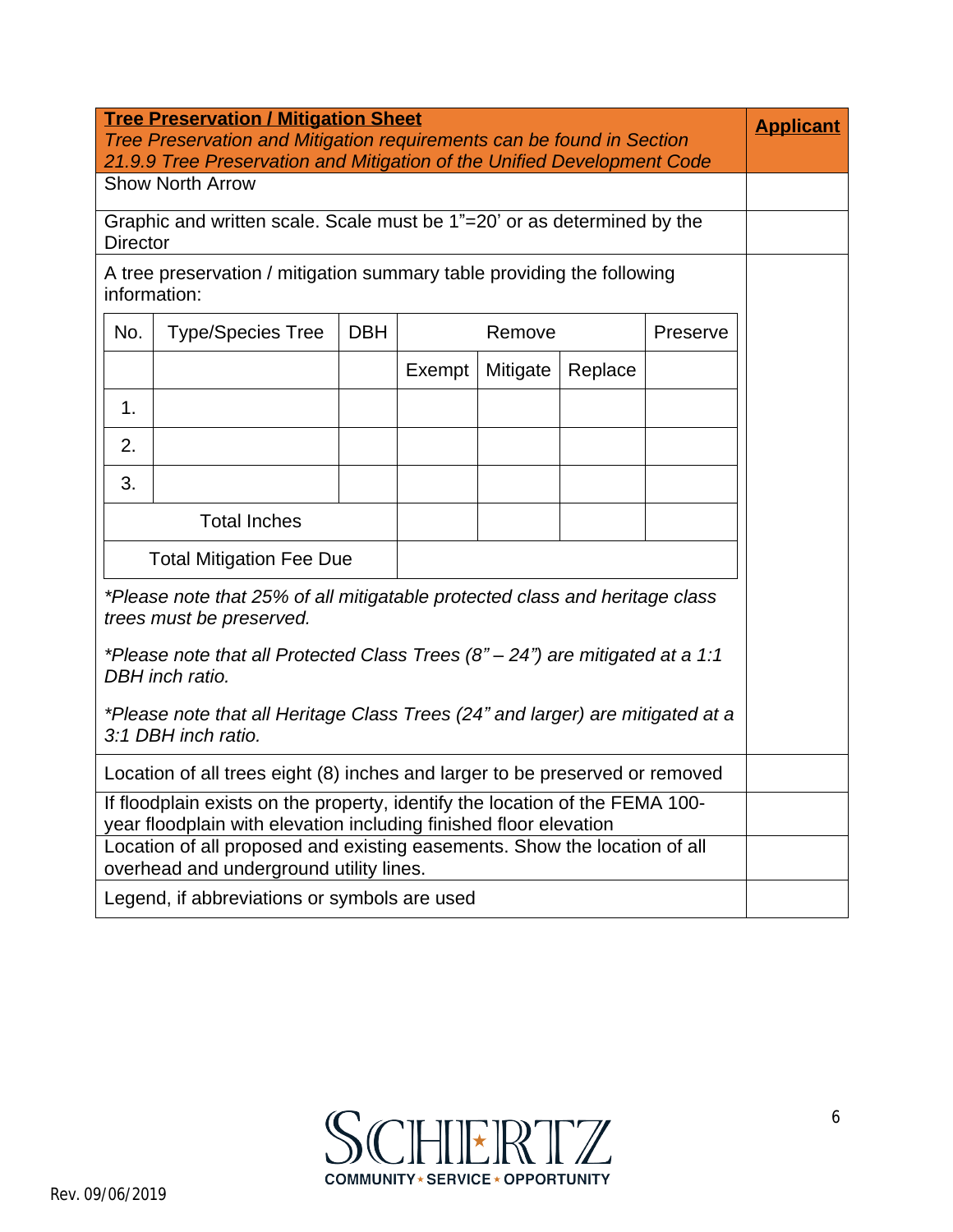| **Tree Preservation / Mitigation Sheet**<br>*Tree Preservation and Mitigation requirements can be found in Section 21.9.9 Tree Preservation and Mitigation of the Unified Development Code* | **Applicant** |
| --- | --- |
| Show North Arrow | |
| Graphic and written scale. Scale must be 1"=20' or as determined by the Director | |
| A tree preservation / mitigation summary table providing the following information: (see table below) | |
| Location of all trees eight (8) inches and larger to be preserved or removed | |
| If floodplain exists on the property, identify the location of the FEMA 100-year floodplain with elevation including finished floor elevation | |
| Location of all proposed and existing easements. Show the location of all overhead and underground utility lines. | |
| Legend, if abbreviations or symbols are used | |

| No. | Type/Species Tree | DBH | Remove | | | Preserve |
| --- | --- | --- | --- | --- | --- | --- |
| | | | Exempt | Mitigate | Replace | |
| 1. | | | | | | |
| 2. | | | | | | |
| 3. | | | | | | |
| Total Inches | | | | | | |
| Total Mitigation Fee Due | | | | | | |

*\*Please note that 25% of all mitigatable protected class and heritage class trees must be preserved.*

*\*Please note that all Protected Class Trees (8" – 24") are mitigated at a 1:1 DBH inch ratio.*

*\*Please note that all Heritage Class Trees (24" and larger) are mitigated at a 3:1 DBH inch ratio.*

SCHERTZ
COMMUNITY ⋆ SERVICE ⋆ OPPORTUNITY

Rev. 09/06/2019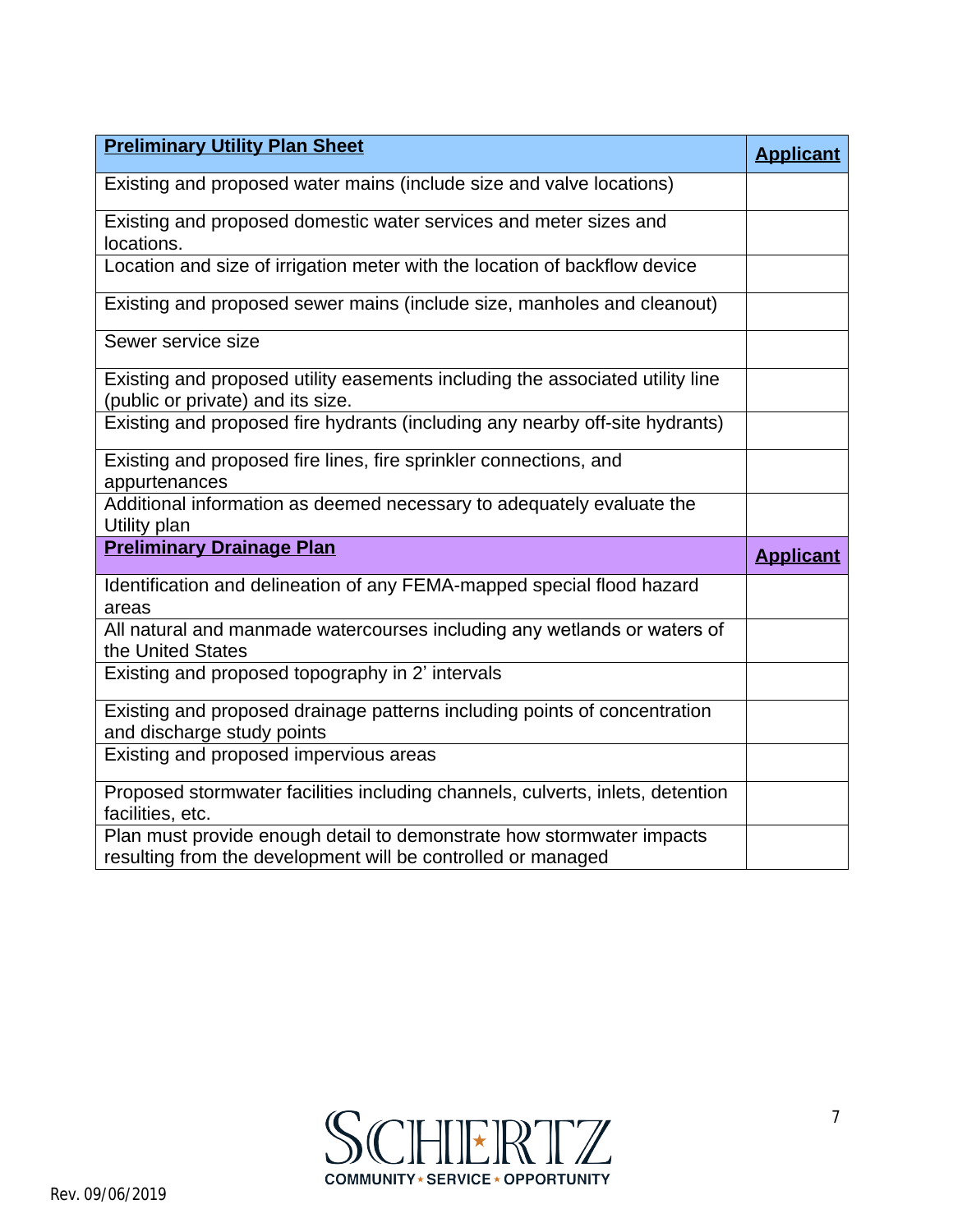| **Preliminary Utility Plan Sheet** | **Applicant** |
|---|---|
| Existing and proposed water mains (include size and valve locations) | |
| Existing and proposed domestic water services and meter sizes and locations. | |
| Location and size of irrigation meter with the location of backflow device | |
| Existing and proposed sewer mains (include size, manholes and cleanout) | |
| Sewer service size | |
| Existing and proposed utility easements including the associated utility line (public or private) and its size. | |
| Existing and proposed fire hydrants (including any nearby off-site hydrants) | |
| Existing and proposed fire lines, fire sprinkler connections, and appurtenances | |
| Additional information as deemed necessary to adequately evaluate the Utility plan | |
| **Preliminary Drainage Plan** | **Applicant** |
| Identification and delineation of any FEMA-mapped special flood hazard areas | |
| All natural and manmade watercourses including any wetlands or waters of the United States | |
| Existing and proposed topography in 2' intervals | |
| Existing and proposed drainage patterns including points of concentration and discharge study points | |
| Existing and proposed impervious areas | |
| Proposed stormwater facilities including channels, culverts, inlets, detention facilities, etc. | |
| Plan must provide enough detail to demonstrate how stormwater impacts resulting from the development will be controlled or managed | |

SCHERTZ
COMMUNITY ★ SERVICE ★ OPPORTUNITY

Rev. 09/06/2019